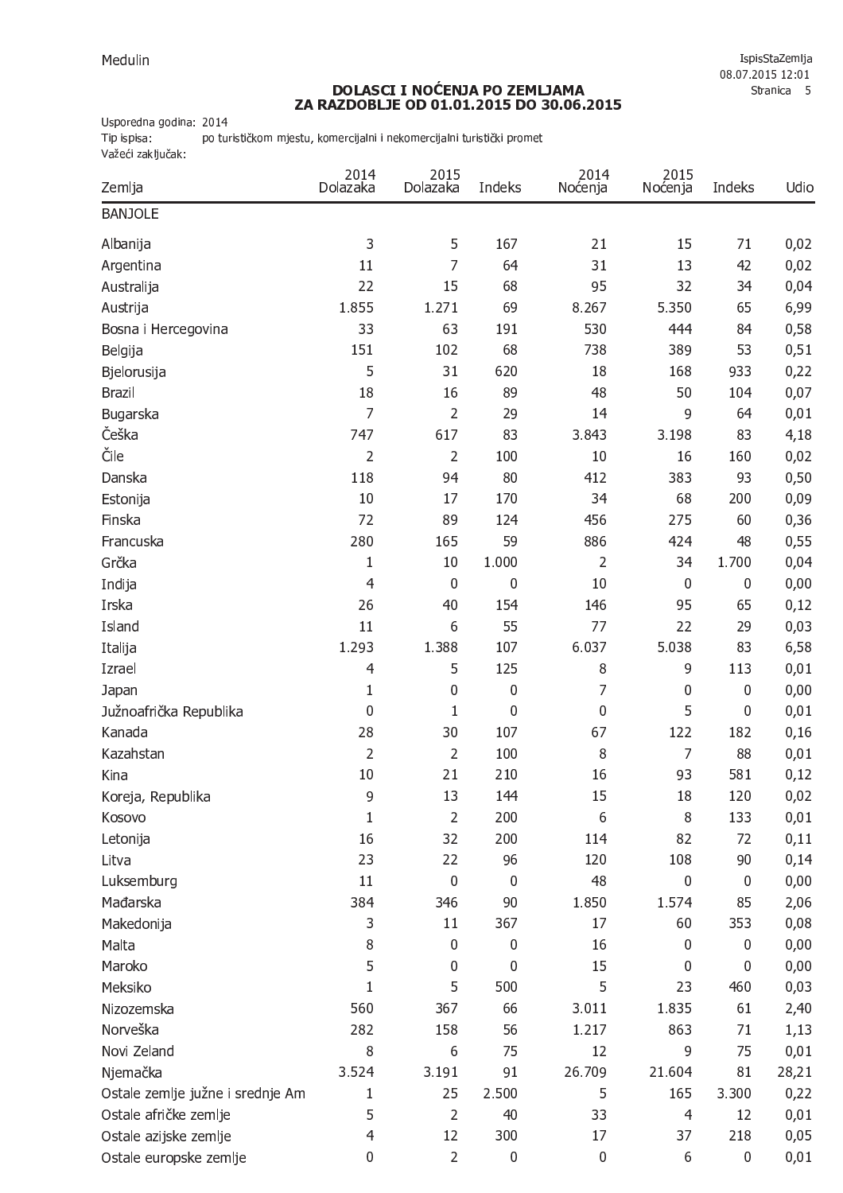Medulin

# DOLASCI I NOĆENJA PO ZEMLJAMA
## ZA RAZDOBLJE OD 01.01.2015 DO 30.06.2015

Usporedna godina: 2014
Tip ispisa: po turističkom mjestu, komercijalni i nekomercijalni turistički promet
Važeći zaključak:

| Zemlja | 2014 Dolazaka | 2015 Dolazaka | Indeks | 2014 Noćenja | 2015 Noćenja | Indeks | Udio |
|---|---|---|---|---|---|---|---|
| **BANJOLE** | | | | | | | |
| Albanija | 3 | 5 | 167 | 21 | 15 | 71 | 0,02 |
| Argentina | 11 | 7 | 64 | 31 | 13 | 42 | 0,02 |
| Australija | 22 | 15 | 68 | 95 | 32 | 34 | 0,04 |
| Austrija | 1.855 | 1.271 | 69 | 8.267 | 5.350 | 65 | 6,99 |
| Bosna i Hercegovina | 33 | 63 | 191 | 530 | 444 | 84 | 0,58 |
| Belgija | 151 | 102 | 68 | 738 | 389 | 53 | 0,51 |
| Bjelorusija | 5 | 31 | 620 | 18 | 168 | 933 | 0,22 |
| Brazil | 18 | 16 | 89 | 48 | 50 | 104 | 0,07 |
| Bugarska | 7 | 2 | 29 | 14 | 9 | 64 | 0,01 |
| Češka | 747 | 617 | 83 | 3.843 | 3.198 | 83 | 4,18 |
| Čile | 2 | 2 | 100 | 10 | 16 | 160 | 0,02 |
| Danska | 118 | 94 | 80 | 412 | 383 | 93 | 0,50 |
| Estonija | 10 | 17 | 170 | 34 | 68 | 200 | 0,09 |
| Finska | 72 | 89 | 124 | 456 | 275 | 60 | 0,36 |
| Francuska | 280 | 165 | 59 | 886 | 424 | 48 | 0,55 |
| Grčka | 1 | 10 | 1.000 | 2 | 34 | 1.700 | 0,04 |
| Indija | 4 | 0 | 0 | 10 | 0 | 0 | 0,00 |
| Irska | 26 | 40 | 154 | 146 | 95 | 65 | 0,12 |
| Island | 11 | 6 | 55 | 77 | 22 | 29 | 0,03 |
| Italija | 1.293 | 1.388 | 107 | 6.037 | 5.038 | 83 | 6,58 |
| Izrael | 4 | 5 | 125 | 8 | 9 | 113 | 0,01 |
| Japan | 1 | 0 | 0 | 7 | 0 | 0 | 0,00 |
| Južnoafrička Republika | 0 | 1 | 0 | 0 | 5 | 0 | 0,01 |
| Kanada | 28 | 30 | 107 | 67 | 122 | 182 | 0,16 |
| Kazahstan | 2 | 2 | 100 | 8 | 7 | 88 | 0,01 |
| Kina | 10 | 21 | 210 | 16 | 93 | 581 | 0,12 |
| Koreja, Republika | 9 | 13 | 144 | 15 | 18 | 120 | 0,02 |
| Kosovo | 1 | 2 | 200 | 6 | 8 | 133 | 0,01 |
| Letonija | 16 | 32 | 200 | 114 | 82 | 72 | 0,11 |
| Litva | 23 | 22 | 96 | 120 | 108 | 90 | 0,14 |
| Luksemburg | 11 | 0 | 0 | 48 | 0 | 0 | 0,00 |
| Mađarska | 384 | 346 | 90 | 1.850 | 1.574 | 85 | 2,06 |
| Makedonija | 3 | 11 | 367 | 17 | 60 | 353 | 0,08 |
| Malta | 8 | 0 | 0 | 16 | 0 | 0 | 0,00 |
| Maroko | 5 | 0 | 0 | 15 | 0 | 0 | 0,00 |
| Meksiko | 1 | 5 | 500 | 5 | 23 | 460 | 0,03 |
| Nizozemska | 560 | 367 | 66 | 3.011 | 1.835 | 61 | 2,40 |
| Norveška | 282 | 158 | 56 | 1.217 | 863 | 71 | 1,13 |
| Novi Zeland | 8 | 6 | 75 | 12 | 9 | 75 | 0,01 |
| Njemačka | 3.524 | 3.191 | 91 | 26.709 | 21.604 | 81 | 28,21 |
| Ostale zemlje južne i srednje Am | 1 | 25 | 2.500 | 5 | 165 | 3.300 | 0,22 |
| Ostale afričke zemlje | 5 | 2 | 40 | 33 | 4 | 12 | 0,01 |
| Ostale azijske zemlje | 4 | 12 | 300 | 17 | 37 | 218 | 0,05 |
| Ostale europske zemlje | 0 | 2 | 0 | 0 | 6 | 0 | 0,01 |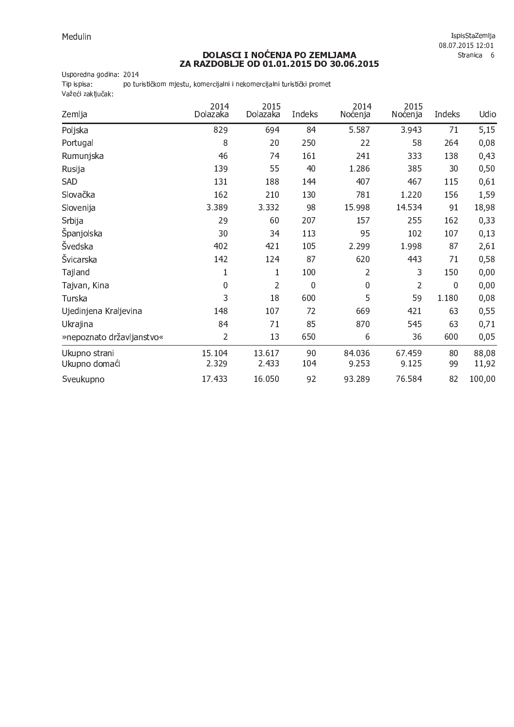Medulin

## DOLASCI I NOĆENJA PO ZEMLJAMA
## ZA RAZDOBLJE OD 01.01.2015 DO 30.06.2015

IspisStaZemlja
08.07.2015 12:01

Usporedna godina: 2014
Tip ispisa: po turističkom mjestu, komercijalni i nekomercijalni turistički promet
Važeći zaključak:

| Zemlja | 2014 Dolazaka | 2015 Dolazaka | Indeks | 2014 Noćenja | 2015 Noćenja | Indeks | Udio |
|---|---|---|---|---|---|---|---|
| Poljska | 829 | 694 | 84 | 5.587 | 3.943 | 71 | 5,15 |
| Portugal | 8 | 20 | 250 | 22 | 58 | 264 | 0,08 |
| Rumunjska | 46 | 74 | 161 | 241 | 333 | 138 | 0,43 |
| Rusija | 139 | 55 | 40 | 1.286 | 385 | 30 | 0,50 |
| SAD | 131 | 188 | 144 | 407 | 467 | 115 | 0,61 |
| Slovačka | 162 | 210 | 130 | 781 | 1.220 | 156 | 1,59 |
| Slovenija | 3.389 | 3.332 | 98 | 15.998 | 14.534 | 91 | 18,98 |
| Srbija | 29 | 60 | 207 | 157 | 255 | 162 | 0,33 |
| Španjolska | 30 | 34 | 113 | 95 | 102 | 107 | 0,13 |
| Švedska | 402 | 421 | 105 | 2.299 | 1.998 | 87 | 2,61 |
| Švicarska | 142 | 124 | 87 | 620 | 443 | 71 | 0,58 |
| Tajland | 1 | 1 | 100 | 2 | 3 | 150 | 0,00 |
| Tajvan, Kina | 0 | 2 | 0 | 0 | 2 | 0 | 0,00 |
| Turska | 3 | 18 | 600 | 5 | 59 | 1.180 | 0,08 |
| Ujedinjena Kraljevina | 148 | 107 | 72 | 669 | 421 | 63 | 0,55 |
| Ukrajina | 84 | 71 | 85 | 870 | 545 | 63 | 0,71 |
| »nepoznato državljanstvo« | 2 | 13 | 650 | 6 | 36 | 600 | 0,05 |
| Ukupno strani | 15.104 | 13.617 | 90 | 84.036 | 67.459 | 80 | 88,08 |
| Ukupno domaći | 2.329 | 2.433 | 104 | 9.253 | 9.125 | 99 | 11,92 |
| Sveukupno | 17.433 | 16.050 | 92 | 93.289 | 76.584 | 82 | 100,00 |